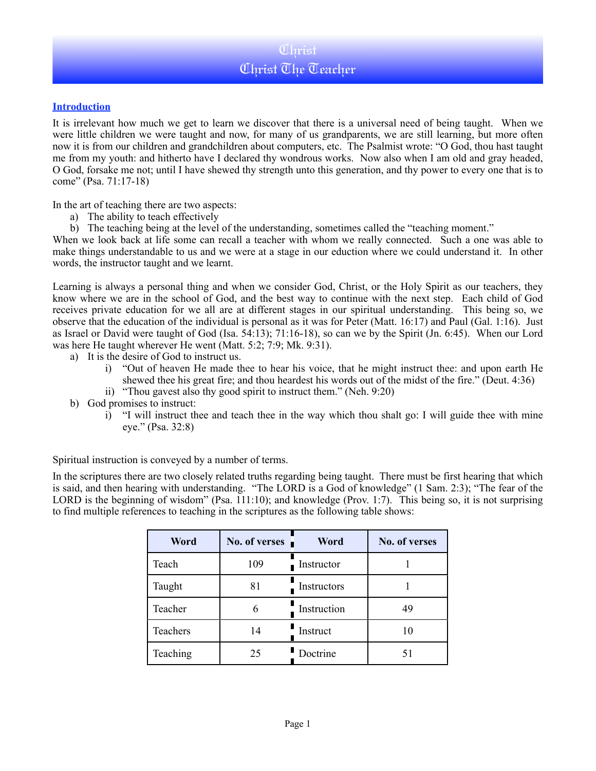# Christ
# Christ The Teacher

**Introduction**

It is irrelevant how much we get to learn we discover that there is a universal need of being taught. When we were little children we were taught and now, for many of us grandparents, we are still learning, but more often now it is from our children and grandchildren about computers, etc. The Psalmist wrote: "O God, thou hast taught me from my youth: and hitherto have I declared thy wondrous works. Now also when I am old and gray headed, O God, forsake me not; until I have shewed thy strength unto this generation, and thy power to every one that is to come" (Psa. 71:17-18)

In the art of teaching there are two aspects:

a) The ability to teach effectively
b) The teaching being at the level of the understanding, sometimes called the "teaching moment."

When we look back at life some can recall a teacher with whom we really connected. Such a one was able to make things understandable to us and we were at a stage in our eduction where we could understand it. In other words, the instructor taught and we learnt.

Learning is always a personal thing and when we consider God, Christ, or the Holy Spirit as our teachers, they know where we are in the school of God, and the best way to continue with the next step. Each child of God receives private education for we all are at different stages in our spiritual understanding. This being so, we observe that the education of the individual is personal as it was for Peter (Matt. 16:17) and Paul (Gal. 1:16). Just as Israel or David were taught of God (Isa. 54:13); 71:16-18), so can we by the Spirit (Jn. 6:45). When our Lord was here He taught wherever He went (Matt. 5:2; 7:9; Mk. 9:31).

a) It is the desire of God to instruct us.
    i) "Out of heaven He made thee to hear his voice, that he might instruct thee: and upon earth He shewed thee his great fire; and thou heardest his words out of the midst of the fire." (Deut. 4:36)
    ii) "Thou gavest also thy good spirit to instruct them." (Neh. 9:20)
b) God promises to instruct:
    i) "I will instruct thee and teach thee in the way which thou shalt go: I will guide thee with mine eye." (Psa. 32:8)

Spiritual instruction is conveyed by a number of terms.

In the scriptures there are two closely related truths regarding being taught. There must be first hearing that which is said, and then hearing with understanding. "The LORD is a God of knowledge" (1 Sam. 2:3); "The fear of the LORD is the beginning of wisdom" (Psa. 111:10); and knowledge (Prov. 1:7). This being so, it is not surprising to find multiple references to teaching in the scriptures as the following table shows:

| Word | No. of verses | Word | No. of verses |
|---|---|---|---|
| Teach | 109 | Instructor | 1 |
| Taught | 81 | Instructors | 1 |
| Teacher | 6 | Instruction | 49 |
| Teachers | 14 | Instruct | 10 |
| Teaching | 25 | Doctrine | 51 |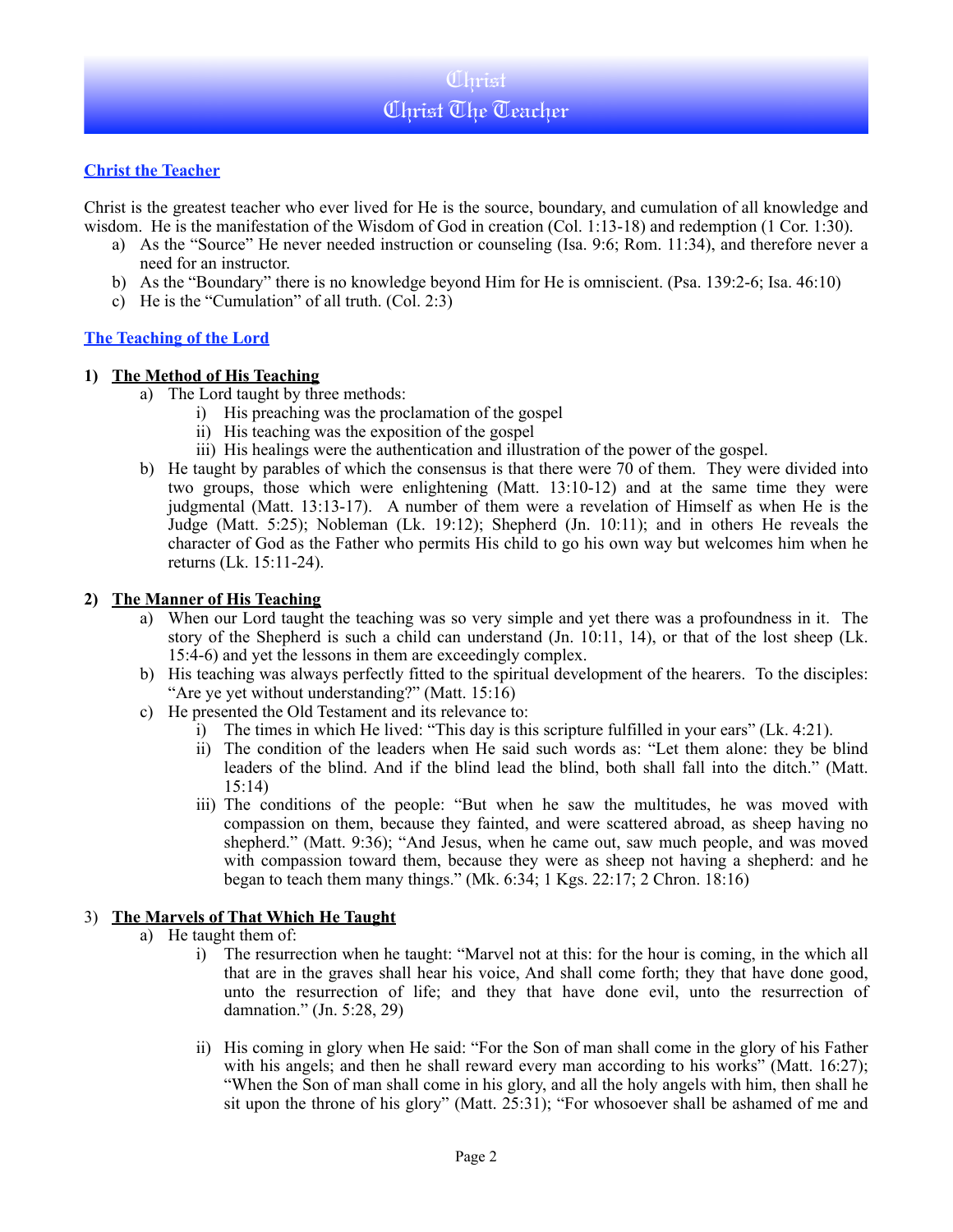## Christ the Teacher

Christ is the greatest teacher who ever lived for He is the source, boundary, and cumulation of all knowledge and wisdom. He is the manifestation of the Wisdom of God in creation (Col. 1:13-18) and redemption (1 Cor. 1:30).

a) As the "Source" He never needed instruction or counseling (Isa. 9:6; Rom. 11:34), and therefore never a need for an instructor.
b) As the "Boundary" there is no knowledge beyond Him for He is omniscient. (Psa. 139:2-6; Isa. 46:10)
c) He is the "Cumulation" of all truth. (Col. 2:3)

## The Teaching of the Lord

### 1) The Method of His Teaching

a) The Lord taught by three methods:
   i) His preaching was the proclamation of the gospel
   ii) His teaching was the exposition of the gospel
   iii) His healings were the authentication and illustration of the power of the gospel.
b) He taught by parables of which the consensus is that there were 70 of them. They were divided into two groups, those which were enlightening (Matt. 13:10-12) and at the same time they were judgmental (Matt. 13:13-17). A number of them were a revelation of Himself as when He is the Judge (Matt. 5:25); Nobleman (Lk. 19:12); Shepherd (Jn. 10:11); and in others He reveals the character of God as the Father who permits His child to go his own way but welcomes him when he returns (Lk. 15:11-24).

### 2) The Manner of His Teaching

a) When our Lord taught the teaching was so very simple and yet there was a profoundness in it. The story of the Shepherd is such a child can understand (Jn. 10:11, 14), or that of the lost sheep (Lk. 15:4-6) and yet the lessons in them are exceedingly complex.
b) His teaching was always perfectly fitted to the spiritual development of the hearers. To the disciples: "Are ye yet without understanding?" (Matt. 15:16)
c) He presented the Old Testament and its relevance to:
   i) The times in which He lived: "This day is this scripture fulfilled in your ears" (Lk. 4:21).
   ii) The condition of the leaders when He said such words as: "Let them alone: they be blind leaders of the blind. And if the blind lead the blind, both shall fall into the ditch." (Matt. 15:14)
   iii) The conditions of the people: "But when he saw the multitudes, he was moved with compassion on them, because they fainted, and were scattered abroad, as sheep having no shepherd." (Matt. 9:36); "And Jesus, when he came out, saw much people, and was moved with compassion toward them, because they were as sheep not having a shepherd: and he began to teach them many things." (Mk. 6:34; 1 Kgs. 22:17; 2 Chron. 18:16)

### 3) The Marvels of That Which He Taught

a) He taught them of:
   i) The resurrection when he taught: "Marvel not at this: for the hour is coming, in the which all that are in the graves shall hear his voice, And shall come forth; they that have done good, unto the resurrection of life; and they that have done evil, unto the resurrection of damnation." (Jn. 5:28, 29)

   ii) His coming in glory when He said: "For the Son of man shall come in the glory of his Father with his angels; and then he shall reward every man according to his works" (Matt. 16:27); "When the Son of man shall come in his glory, and all the holy angels with him, then shall he sit upon the throne of his glory" (Matt. 25:31); "For whosoever shall be ashamed of me and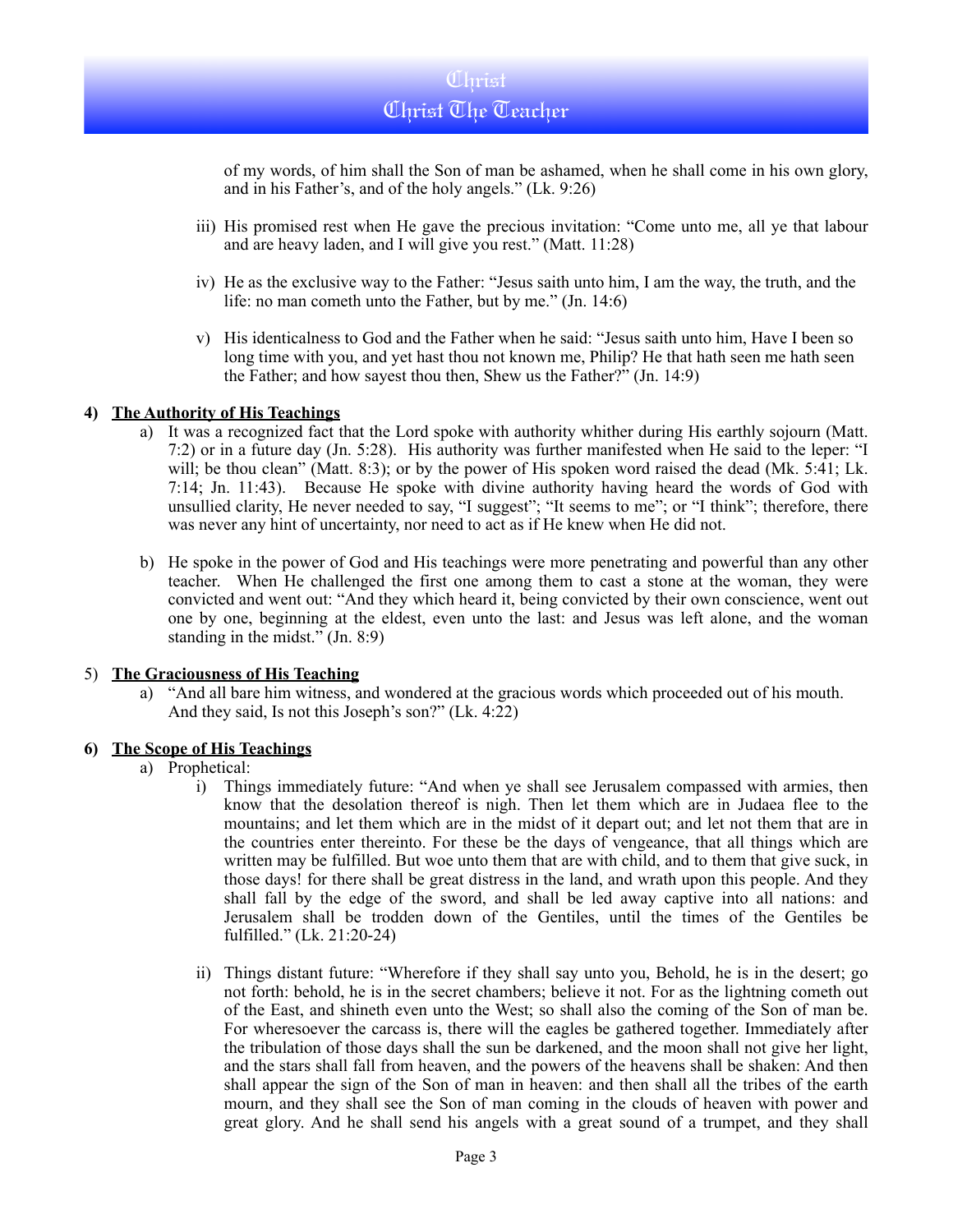of my words, of him shall the Son of man be ashamed, when he shall come in his own glory, and in his Father's, and of the holy angels." (Lk. 9:26)

iii) His promised rest when He gave the precious invitation: "Come unto me, all ye that labour and are heavy laden, and I will give you rest." (Matt. 11:28)

iv) He as the exclusive way to the Father: "Jesus saith unto him, I am the way, the truth, and the life: no man cometh unto the Father, but by me." (Jn. 14:6)

v) His identicalness to God and the Father when he said: "Jesus saith unto him, Have I been so long time with you, and yet hast thou not known me, Philip? He that hath seen me hath seen the Father; and how sayest thou then, Shew us the Father?" (Jn. 14:9)

**4) <u>The Authority of His Teachings</u>**

a) It was a recognized fact that the Lord spoke with authority whither during His earthly sojourn (Matt. 7:2) or in a future day (Jn. 5:28). His authority was further manifested when He said to the leper: "I will; be thou clean" (Matt. 8:3); or by the power of His spoken word raised the dead (Mk. 5:41; Lk. 7:14; Jn. 11:43). Because He spoke with divine authority having heard the words of God with unsullied clarity, He never needed to say, "I suggest"; "It seems to me"; or "I think"; therefore, there was never any hint of uncertainty, nor need to act as if He knew when He did not.

b) He spoke in the power of God and His teachings were more penetrating and powerful than any other teacher. When He challenged the first one among them to cast a stone at the woman, they were convicted and went out: "And they which heard it, being convicted by their own conscience, went out one by one, beginning at the eldest, even unto the last: and Jesus was left alone, and the woman standing in the midst." (Jn. 8:9)

5) **<u>The Graciousness of His Teaching</u>**

a) "And all bare him witness, and wondered at the gracious words which proceeded out of his mouth. And they said, Is not this Joseph's son?" (Lk. 4:22)

**6) <u>The Scope of His Teachings</u>**

a) Prophetical:

i) Things immediately future: "And when ye shall see Jerusalem compassed with armies, then know that the desolation thereof is nigh. Then let them which are in Judaea flee to the mountains; and let them which are in the midst of it depart out; and let not them that are in the countries enter thereinto. For these be the days of vengeance, that all things which are written may be fulfilled. But woe unto them that are with child, and to them that give suck, in those days! for there shall be great distress in the land, and wrath upon this people. And they shall fall by the edge of the sword, and shall be led away captive into all nations: and Jerusalem shall be trodden down of the Gentiles, until the times of the Gentiles be fulfilled." (Lk. 21:20-24)

ii) Things distant future: "Wherefore if they shall say unto you, Behold, he is in the desert; go not forth: behold, he is in the secret chambers; believe it not. For as the lightning cometh out of the East, and shineth even unto the West; so shall also the coming of the Son of man be. For wheresoever the carcass is, there will the eagles be gathered together. Immediately after the tribulation of those days shall the sun be darkened, and the moon shall not give her light, and the stars shall fall from heaven, and the powers of the heavens shall be shaken: And then shall appear the sign of the Son of man in heaven: and then shall all the tribes of the earth mourn, and they shall see the Son of man coming in the clouds of heaven with power and great glory. And he shall send his angels with a great sound of a trumpet, and they shall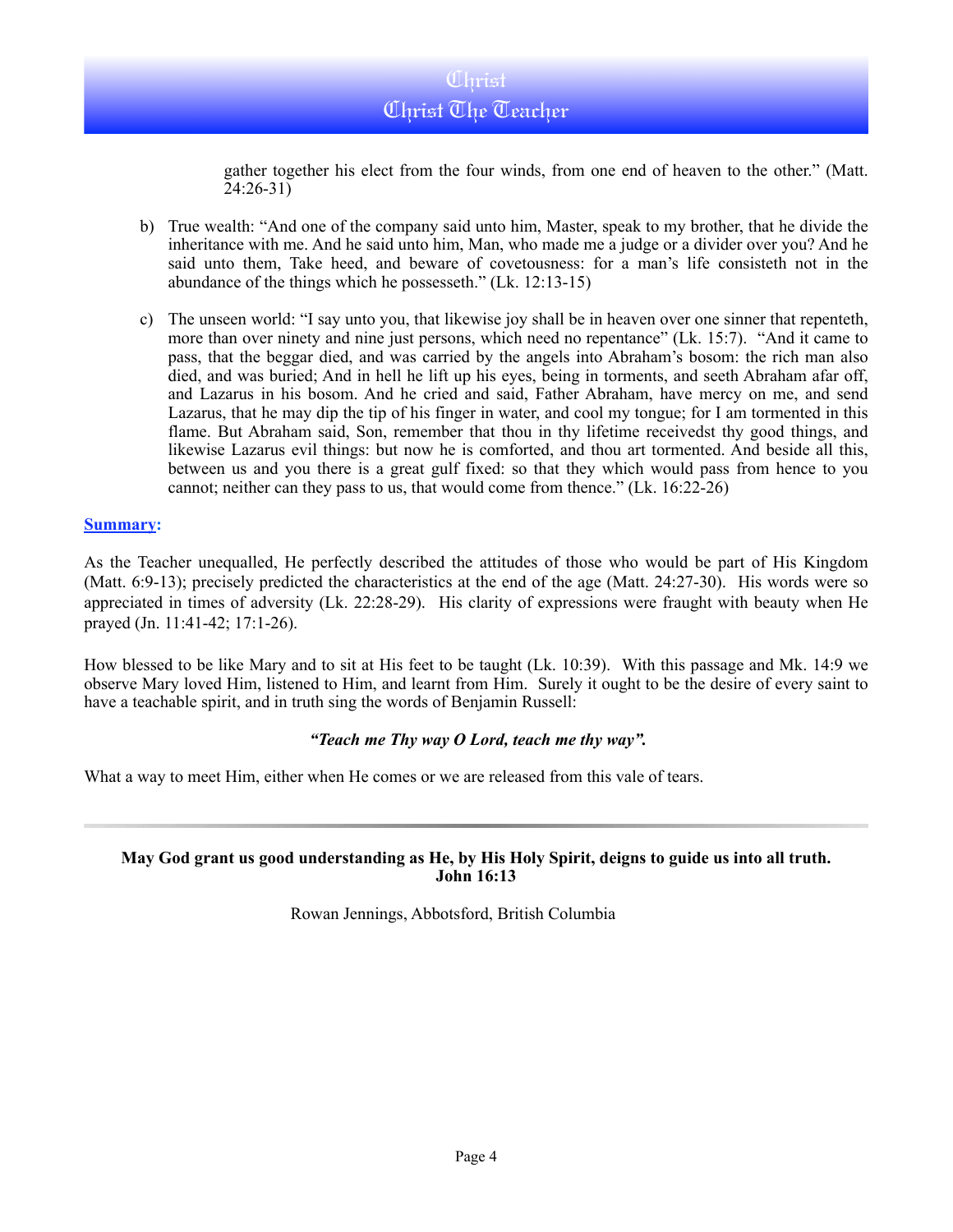gather together his elect from the four winds, from one end of heaven to the other." (Matt. 24:26-31)

b) True wealth: "And one of the company said unto him, Master, speak to my brother, that he divide the inheritance with me. And he said unto him, Man, who made me a judge or a divider over you? And he said unto them, Take heed, and beware of covetousness: for a man's life consisteth not in the abundance of the things which he possesseth." (Lk. 12:13-15)

c) The unseen world: "I say unto you, that likewise joy shall be in heaven over one sinner that repenteth, more than over ninety and nine just persons, which need no repentance" (Lk. 15:7). "And it came to pass, that the beggar died, and was carried by the angels into Abraham's bosom: the rich man also died, and was buried; And in hell he lift up his eyes, being in torments, and seeth Abraham afar off, and Lazarus in his bosom. And he cried and said, Father Abraham, have mercy on me, and send Lazarus, that he may dip the tip of his finger in water, and cool my tongue; for I am tormented in this flame. But Abraham said, Son, remember that thou in thy lifetime receivedst thy good things, and likewise Lazarus evil things: but now he is comforted, and thou art tormented. And beside all this, between us and you there is a great gulf fixed: so that they which would pass from hence to you cannot; neither can they pass to us, that would come from thence." (Lk. 16:22-26)

**Summary:**

As the Teacher unequalled, He perfectly described the attitudes of those who would be part of His Kingdom (Matt. 6:9-13); precisely predicted the characteristics at the end of the age (Matt. 24:27-30). His words were so appreciated in times of adversity (Lk. 22:28-29). His clarity of expressions were fraught with beauty when He prayed (Jn. 11:41-42; 17:1-26).

How blessed to be like Mary and to sit at His feet to be taught (Lk. 10:39). With this passage and Mk. 14:9 we observe Mary loved Him, listened to Him, and learnt from Him. Surely it ought to be the desire of every saint to have a teachable spirit, and in truth sing the words of Benjamin Russell:

***"Teach me Thy way O Lord, teach me thy way".***

What a way to meet Him, either when He comes or we are released from this vale of tears.

---

**May God grant us good understanding as He, by His Holy Spirit, deigns to guide us into all truth. John 16:13**

Rowan Jennings, Abbotsford, British Columbia